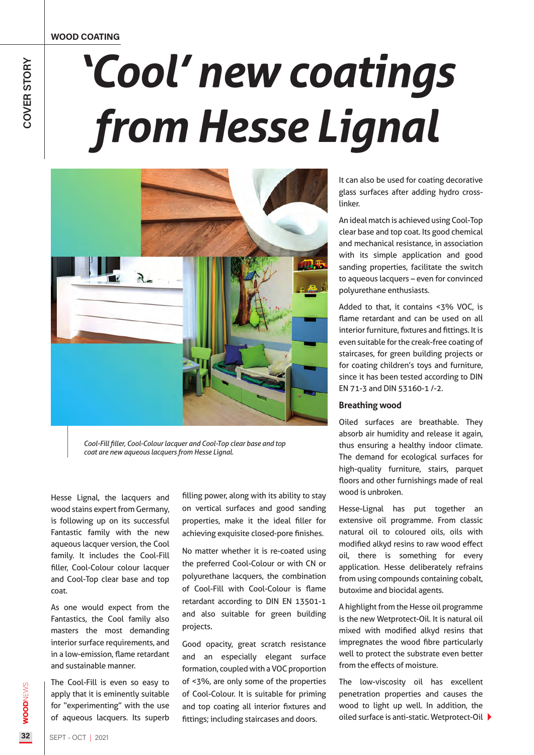WOOD COATING

# 'Cool' new coatings from Hesse Lignal

*Cool-Fill filler, Cool-Colour lacquer and Cool-Top clear base and top coat are new aqueous lacquers from Hesse Lignal.*

Hesse Lignal, the lacquers and wood stains expert from Germany, is following up on its successful Fantastic family with the new aqueous lacquer version, the Cool family. It includes the Cool-Fill filler, Cool-Colour colour lacquer and Cool-Top clear base and top coat.

As one would expect from the Fantastics, the Cool family also masters the most demanding interior surface requirements, and in a low-emission, flame retardant and sustainable manner.

The Cool-Fill is even so easy to apply that it is eminently suitable for "experimenting" with the use of aqueous lacquers. Its superb filling power, along with its ability to stay on vertical surfaces and good sanding properties, make it the ideal filler for achieving exquisite closed-pore finishes.

No matter whether it is re-coated using the preferred Cool-Colour or with CN or polyurethane lacquers, the combination of Cool-Fill with Cool-Colour is flame retardant according to DIN EN 13501-1 and also suitable for green building projects.

Good opacity, great scratch resistance and an especially elegant surface formation, coupled with a VOC proportion of <3%, are only some of the properties of Cool-Colour. It is suitable for priming and top coating all interior fixtures and fittings; including staircases and doors.

It can also be used for coating decorative glass surfaces after adding hydro cross-linker.

An ideal match is achieved using Cool-Top clear base and top coat. Its good chemical and mechanical resistance, in association with its simple application and good sanding properties, facilitate the switch to aqueous lacquers – even for convinced polyurethane enthusiasts.

Added to that, it contains <3% VOC, is flame retardant and can be used on all interior furniture, fixtures and fittings. It is even suitable for the creak-free coating of staircases, for green building projects or for coating children's toys and furniture, since it has been tested according to DIN EN 71-3 and DIN 53160-1 /-2.

### Breathing wood

Oiled surfaces are breathable. They absorb air humidity and release it again, thus ensuring a healthy indoor climate. The demand for ecological surfaces for high-quality furniture, stairs, parquet floors and other furnishings made of real wood is unbroken.

Hesse-Lignal has put together an extensive oil programme. From classic natural oil to coloured oils, oils with modified alkyd resins to raw wood effect oil, there is something for every application. Hesse deliberately refrains from using compounds containing cobalt, butoxime and biocidal agents.

A highlight from the Hesse oil programme is the new Wetprotect-Oil. It is natural oil mixed with modified alkyd resins that impregnates the wood fibre particularly well to protect the substrate even better from the effects of moisture.

The low-viscosity oil has excellent penetration properties and causes the wood to light up well. In addition, the oiled surface is anti-static. Wetprotect-Oil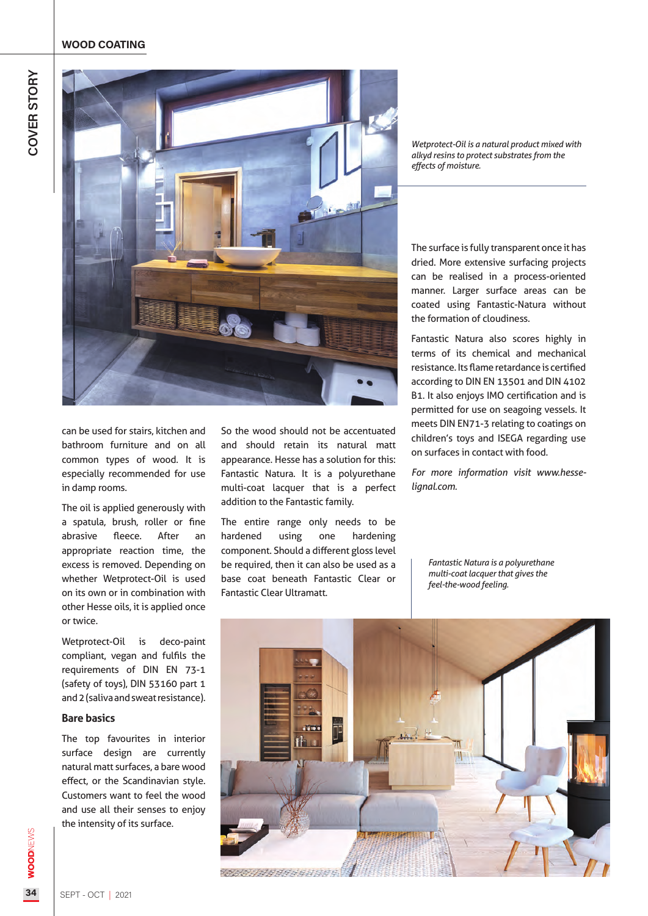*Wetprotect-Oil is a natural product mixed with alkyd resins to protect substrates from the effects of moisture.*

can be used for stairs, kitchen and bathroom furniture and on all common types of wood. It is especially recommended for use in damp rooms.

The oil is applied generously with a spatula, brush, roller or fine abrasive fleece. After an appropriate reaction time, the excess is removed. Depending on whether Wetprotect-Oil is used on its own or in combination with other Hesse oils, it is applied once or twice.

Wetprotect-Oil is deco-paint compliant, vegan and fulfils the requirements of DIN EN 73-1 (safety of toys), DIN 53160 part 1 and 2 (saliva and sweat resistance).

### Bare basics

The top favourites in interior surface design are currently natural matt surfaces, a bare wood effect, or the Scandinavian style. Customers want to feel the wood and use all their senses to enjoy the intensity of its surface.

So the wood should not be accentuated and should retain its natural matt appearance. Hesse has a solution for this: Fantastic Natura. It is a polyurethane multi-coat lacquer that is a perfect addition to the Fantastic family.

The entire range only needs to be hardened using one hardening component. Should a different gloss level be required, then it can also be used as a base coat beneath Fantastic Clear or Fantastic Clear Ultramatt.

The surface is fully transparent once it has dried. More extensive surfacing projects can be realised in a process-oriented manner. Larger surface areas can be coated using Fantastic-Natura without the formation of cloudiness.

Fantastic Natura also scores highly in terms of its chemical and mechanical resistance. Its flame retardance is certified according to DIN EN 13501 and DIN 4102 B1. It also enjoys IMO certification and is permitted for use on seagoing vessels. It meets DIN EN71-3 relating to coatings on children's toys and ISEGA regarding use on surfaces in contact with food.

*For more information visit www.hesse-lignal.com.*

*Fantastic Natura is a polyurethane multi-coat lacquer that gives the feel-the-wood feeling.*